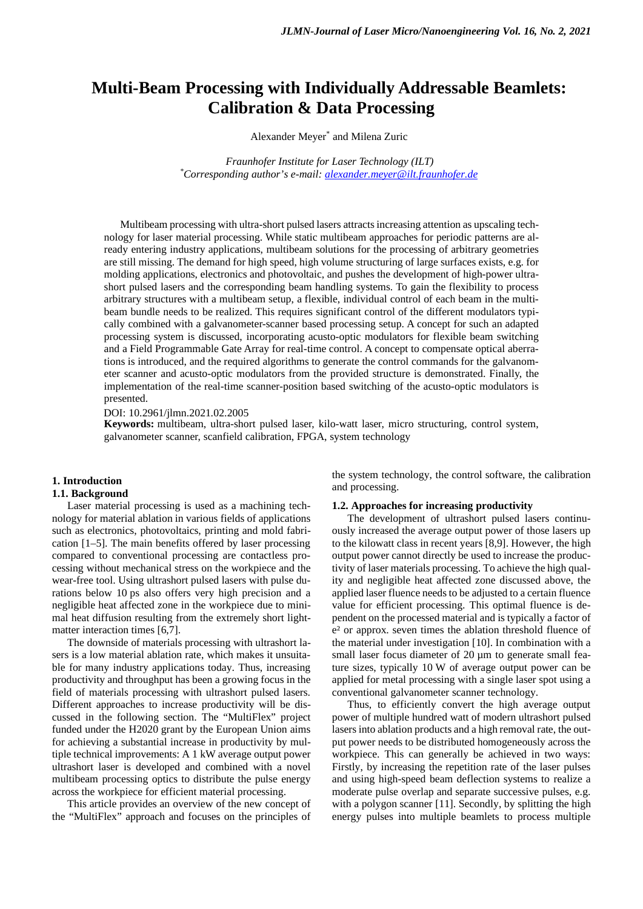# Multi-Beam Processing with Individually Addressable Beamlets: Calibration & Data Processing

Alexander Meyer[*] and Milena Zuric

*Fraunhofer Institute for Laser Technology (ILT)*
[*]*Corresponding author's e-mail: alexander.meyer@ilt.fraunhofer.de*

Multibeam processing with ultra-short pulsed lasers attracts increasing attention as upscaling technology for laser material processing. While static multibeam approaches for periodic patterns are already entering industry applications, multibeam solutions for the processing of arbitrary geometries are still missing. The demand for high speed, high volume structuring of large surfaces exists, e.g. for molding applications, electronics and photovoltaic, and pushes the development of high-power ultra-short pulsed lasers and the corresponding beam handling systems. To gain the flexibility to process arbitrary structures with a multibeam setup, a flexible, individual control of each beam in the multi-beam bundle needs to be realized. This requires significant control of the different modulators typically combined with a galvanometer-scanner based processing setup. A concept for such an adapted processing system is discussed, incorporating acusto-optic modulators for flexible beam switching and a Field Programmable Gate Array for real-time control. A concept to compensate optical aberrations is introduced, and the required algorithms to generate the control commands for the galvanometer scanner and acusto-optic modulators from the provided structure is demonstrated. Finally, the implementation of the real-time scanner-position based switching of the acusto-optic modulators is presented.

DOI: 10.2961/jlmn.2021.02.2005

**Keywords:** multibeam, ultra-short pulsed laser, kilo-watt laser, micro structuring, control system, galvanometer scanner, scanfield calibration, FPGA, system technology

## 1. Introduction

### 1.1. Background

Laser material processing is used as a machining technology for material ablation in various fields of applications such as electronics, photovoltaics, printing and mold fabrication [1–5]. The main benefits offered by laser processing compared to conventional processing are contactless processing without mechanical stress on the workpiece and the wear-free tool. Using ultrashort pulsed lasers with pulse durations below 10 ps also offers very high precision and a negligible heat affected zone in the workpiece due to minimal heat diffusion resulting from the extremely short light-matter interaction times [6,7].

The downside of materials processing with ultrashort lasers is a low material ablation rate, which makes it unsuitable for many industry applications today. Thus, increasing productivity and throughput has been a growing focus in the field of materials processing with ultrashort pulsed lasers. Different approaches to increase productivity will be discussed in the following section. The "MultiFlex" project funded under the H2020 grant by the European Union aims for achieving a substantial increase in productivity by multiple technical improvements: A 1 kW average output power ultrashort laser is developed and combined with a novel multibeam processing optics to distribute the pulse energy across the workpiece for efficient material processing.

This article provides an overview of the new concept of the "MultiFlex" approach and focuses on the principles of the system technology, the control software, the calibration and processing.

### 1.2. Approaches for increasing productivity

The development of ultrashort pulsed lasers continuously increased the average output power of those lasers up to the kilowatt class in recent years [8,9]. However, the high output power cannot directly be used to increase the productivity of laser materials processing. To achieve the high quality and negligible heat affected zone discussed above, the applied laser fluence needs to be adjusted to a certain fluence value for efficient processing. This optimal fluence is dependent on the processed material and is typically a factor of $e^2$ or approx. seven times the ablation threshold fluence of the material under investigation [10]. In combination with a small laser focus diameter of 20 µm to generate small feature sizes, typically 10 W of average output power can be applied for metal processing with a single laser spot using a conventional galvanometer scanner technology.

Thus, to efficiently convert the high average output power of multiple hundred watt of modern ultrashort pulsed lasers into ablation products and a high removal rate, the output power needs to be distributed homogeneously across the workpiece. This can generally be achieved in two ways: Firstly, by increasing the repetition rate of the laser pulses and using high-speed beam deflection systems to realize a moderate pulse overlap and separate successive pulses, e.g. with a polygon scanner [11]. Secondly, by splitting the high energy pulses into multiple beamlets to process multiple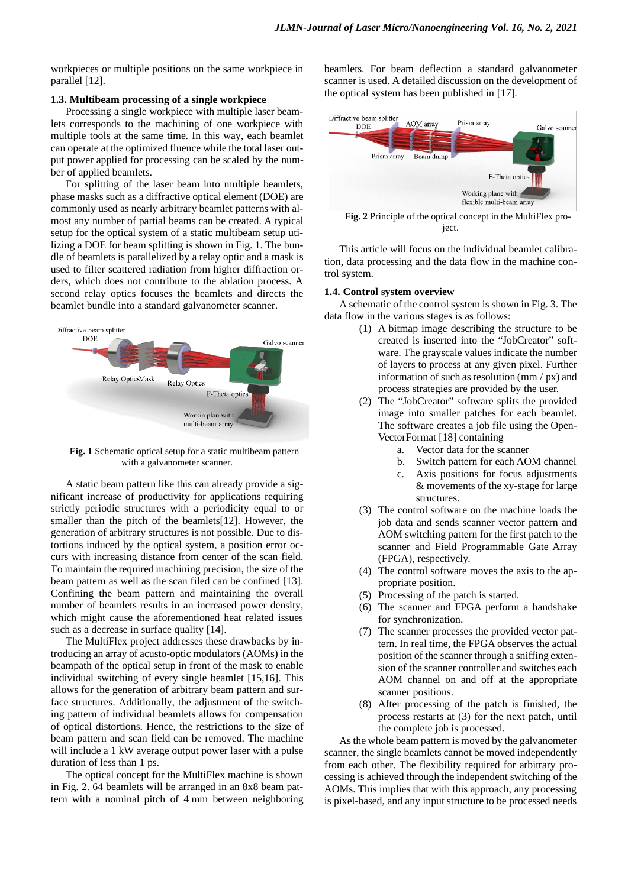workpieces or multiple positions on the same workpiece in parallel [12].

### 1.3. Multibeam processing of a single workpiece

Processing a single workpiece with multiple laser beamlets corresponds to the machining of one workpiece with multiple tools at the same time. In this way, each beamlet can operate at the optimized fluence while the total laser output power applied for processing can be scaled by the number of applied beamlets.

For splitting of the laser beam into multiple beamlets, phase masks such as a diffractive optical element (DOE) are commonly used as nearly arbitrary beamlet patterns with almost any number of partial beams can be created. A typical setup for the optical system of a static multibeam setup utilizing a DOE for beam splitting is shown in Fig. 1. The bundle of beamlets is parallelized by a relay optic and a mask is used to filter scattered radiation from higher diffraction orders, which does not contribute to the ablation process. A second relay optics focuses the beamlets and directs the beamlet bundle into a standard galvanometer scanner.

**Fig. 1** Schematic optical setup for a static multibeam pattern with a galvanometer scanner.

A static beam pattern like this can already provide a significant increase of productivity for applications requiring strictly periodic structures with a periodicity equal to or smaller than the pitch of the beamlets[12]. However, the generation of arbitrary structures is not possible. Due to distortions induced by the optical system, a position error occurs with increasing distance from center of the scan field. To maintain the required machining precision, the size of the beam pattern as well as the scan filed can be confined [13]. Confining the beam pattern and maintaining the overall number of beamlets results in an increased power density, which might cause the aforementioned heat related issues such as a decrease in surface quality [14].

The MultiFlex project addresses these drawbacks by introducing an array of acusto-optic modulators (AOMs) in the beampath of the optical setup in front of the mask to enable individual switching of every single beamlet [15,16]. This allows for the generation of arbitrary beam pattern and surface structures. Additionally, the adjustment of the switching pattern of individual beamlets allows for compensation of optical distortions. Hence, the restrictions to the size of beam pattern and scan field can be removed. The machine will include a 1 kW average output power laser with a pulse duration of less than 1 ps.

The optical concept for the MultiFlex machine is shown in Fig. 2. 64 beamlets will be arranged in an 8x8 beam pattern with a nominal pitch of 4 mm between neighboring beamlets. For beam deflection a standard galvanometer scanner is used. A detailed discussion on the development of the optical system has been published in [17].

**Fig. 2** Principle of the optical concept in the MultiFlex project.

This article will focus on the individual beamlet calibration, data processing and the data flow in the machine control system.

### 1.4. Control system overview

A schematic of the control system is shown in Fig. 3. The data flow in the various stages is as follows:

1. A bitmap image describing the structure to be created is inserted into the "JobCreator" software. The grayscale values indicate the number of layers to process at any given pixel. Further information of such as resolution (mm / px) and process strategies are provided by the user.
2. The "JobCreator" software splits the provided image into smaller patches for each beamlet. The software creates a job file using the OpenVectorFormat [18] containing
   a. Vector data for the scanner
   b. Switch pattern for each AOM channel
   c. Axis positions for focus adjustments & movements of the xy-stage for large structures.
3. The control software on the machine loads the job data and sends scanner vector pattern and AOM switching pattern for the first patch to the scanner and Field Programmable Gate Array (FPGA), respectively.
4. The control software moves the axis to the appropriate position.
5. Processing of the patch is started.
6. The scanner and FPGA perform a handshake for synchronization.
7. The scanner processes the provided vector pattern. In real time, the FPGA observes the actual position of the scanner through a sniffing extension of the scanner controller and switches each AOM channel on and off at the appropriate scanner positions.
8. After processing of the patch is finished, the process restarts at (3) for the next patch, until the complete job is processed.

As the whole beam pattern is moved by the galvanometer scanner, the single beamlets cannot be moved independently from each other. The flexibility required for arbitrary processing is achieved through the independent switching of the AOMs. This implies that with this approach, any processing is pixel-based, and any input structure to be processed needs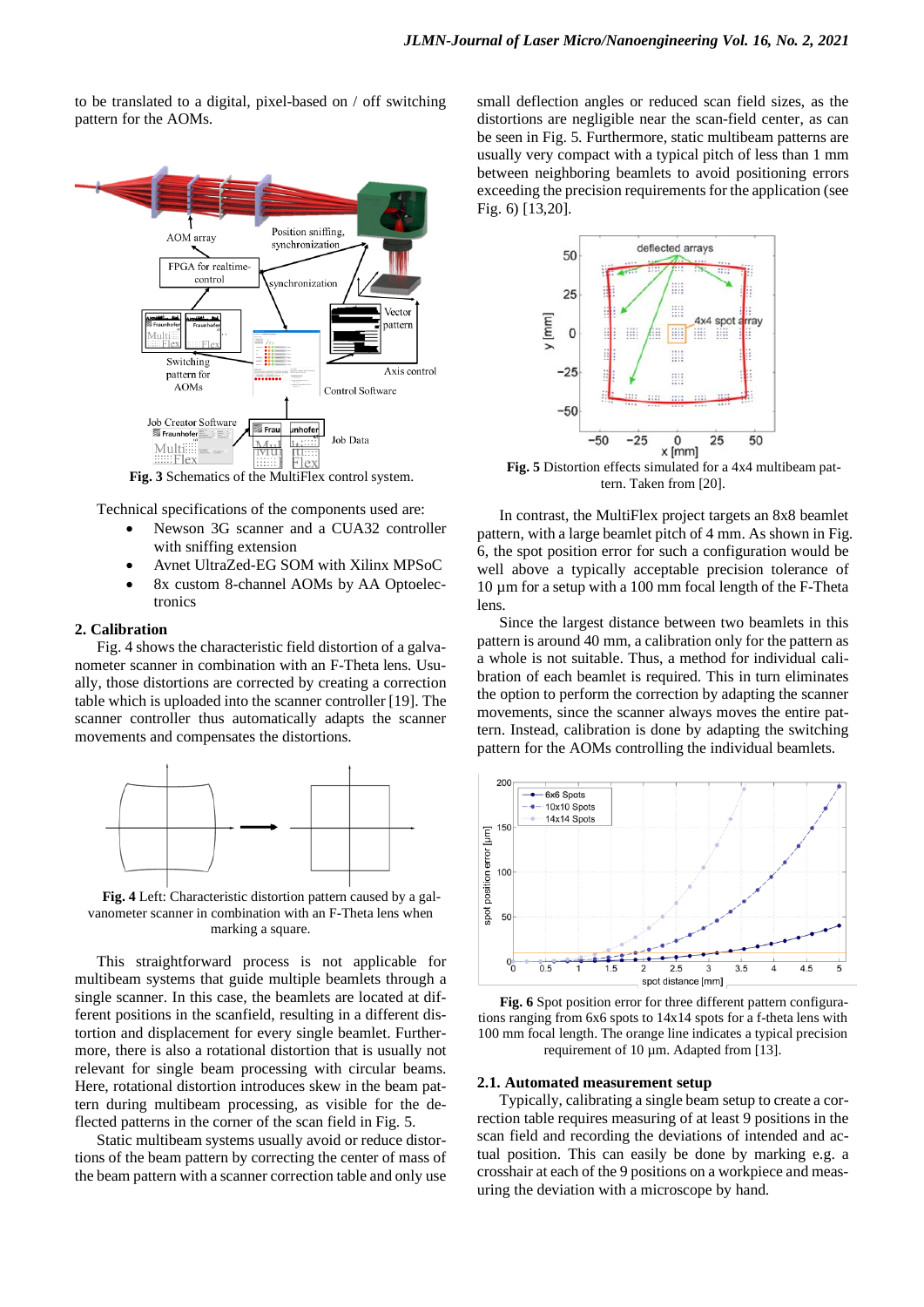to be translated to a digital, pixel-based on / off switching pattern for the AOMs.

**Fig. 3** Schematics of the MultiFlex control system.

Technical specifications of the components used are:

- Newson 3G scanner and a CUA32 controller with sniffing extension
- Avnet UltraZed-EG SOM with Xilinx MPSoC
- 8x custom 8-channel AOMs by AA Optoelectronics

## 2. Calibration

Fig. 4 shows the characteristic field distortion of a galvanometer scanner in combination with an F-Theta lens. Usually, those distortions are corrected by creating a correction table which is uploaded into the scanner controller [19]. The scanner controller thus automatically adapts the scanner movements and compensates the distortions.

**Fig. 4** Left: Characteristic distortion pattern caused by a galvanometer scanner in combination with an F-Theta lens when marking a square.

This straightforward process is not applicable for multibeam systems that guide multiple beamlets through a single scanner. In this case, the beamlets are located at different positions in the scanfield, resulting in a different distortion and displacement for every single beamlet. Furthermore, there is also a rotational distortion that is usually not relevant for single beam processing with circular beams. Here, rotational distortion introduces skew in the beam pattern during multibeam processing, as visible for the deflected patterns in the corner of the scan field in Fig. 5.

Static multibeam systems usually avoid or reduce distortions of the beam pattern by correcting the center of mass of the beam pattern with a scanner correction table and only use small deflection angles or reduced scan field sizes, as the distortions are negligible near the scan-field center, as can be seen in Fig. 5. Furthermore, static multibeam patterns are usually very compact with a typical pitch of less than 1 mm between neighboring beamlets to avoid positioning errors exceeding the precision requirements for the application (see Fig. 6) [13,20].

**Fig. 5** Distortion effects simulated for a 4x4 multibeam pattern. Taken from [20].

In contrast, the MultiFlex project targets an 8x8 beamlet pattern, with a large beamlet pitch of 4 mm. As shown in Fig. 6, the spot position error for such a configuration would be well above a typically acceptable precision tolerance of 10 µm for a setup with a 100 mm focal length of the F-Theta lens.

Since the largest distance between two beamlets in this pattern is around 40 mm, a calibration only for the pattern as a whole is not suitable. Thus, a method for individual calibration of each beamlet is required. This in turn eliminates the option to perform the correction by adapting the scanner movements, since the scanner always moves the entire pattern. Instead, calibration is done by adapting the switching pattern for the AOMs controlling the individual beamlets.

**Fig. 6** Spot position error for three different pattern configurations ranging from 6x6 spots to 14x14 spots for a f-theta lens with 100 mm focal length. The orange line indicates a typical precision requirement of 10 µm. Adapted from [13].

### 2.1. Automated measurement setup

Typically, calibrating a single beam setup to create a correction table requires measuring of at least 9 positions in the scan field and recording the deviations of intended and actual position. This can easily be done by marking e.g. a crosshair at each of the 9 positions on a workpiece and measuring the deviation with a microscope by hand.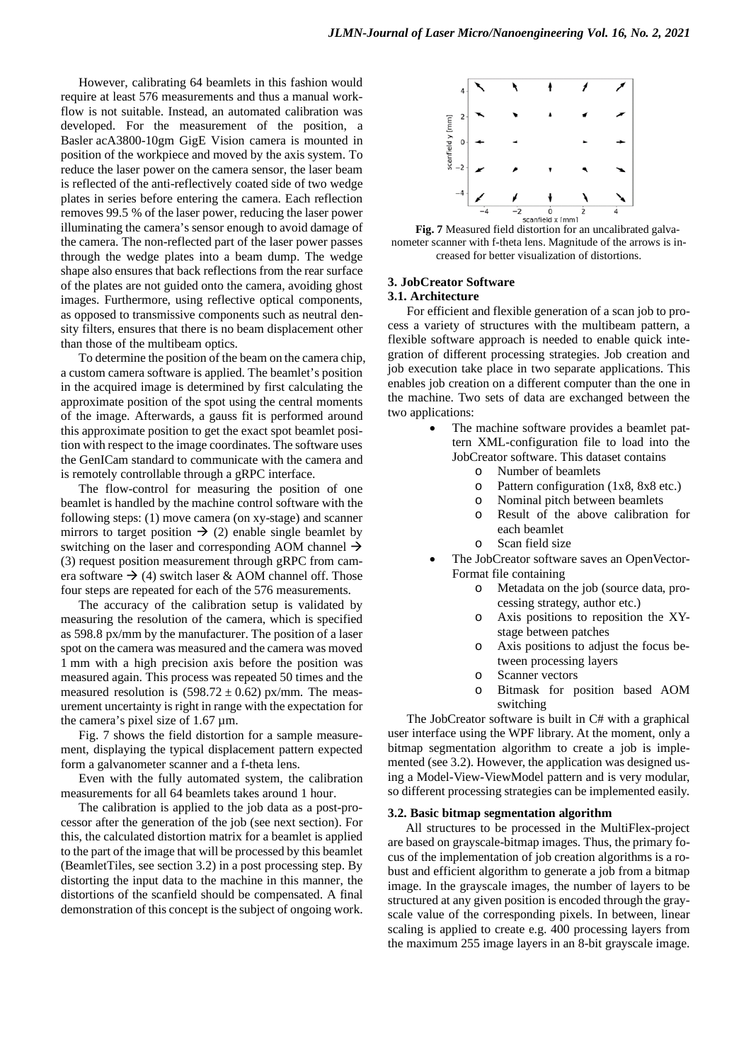However, calibrating 64 beamlets in this fashion would require at least 576 measurements and thus a manual workflow is not suitable. Instead, an automated calibration was developed. For the measurement of the position, a Basler acA3800-10gm GigE Vision camera is mounted in position of the workpiece and moved by the axis system. To reduce the laser power on the camera sensor, the laser beam is reflected of the anti-reflectively coated side of two wedge plates in series before entering the camera. Each reflection removes 99.5 % of the laser power, reducing the laser power illuminating the camera's sensor enough to avoid damage of the camera. The non-reflected part of the laser power passes through the wedge plates into a beam dump. The wedge shape also ensures that back reflections from the rear surface of the plates are not guided onto the camera, avoiding ghost images. Furthermore, using reflective optical components, as opposed to transmissive components such as neutral density filters, ensures that there is no beam displacement other than those of the multibeam optics.

To determine the position of the beam on the camera chip, a custom camera software is applied. The beamlet's position in the acquired image is determined by first calculating the approximate position of the spot using the central moments of the image. Afterwards, a gauss fit is performed around this approximate position to get the exact spot beamlet position with respect to the image coordinates. The software uses the GenICam standard to communicate with the camera and is remotely controllable through a gRPC interface.

The flow-control for measuring the position of one beamlet is handled by the machine control software with the following steps: (1) move camera (on xy-stage) and scanner mirrors to target position → (2) enable single beamlet by switching on the laser and corresponding AOM channel → (3) request position measurement through gRPC from camera software → (4) switch laser & AOM channel off. Those four steps are repeated for each of the 576 measurements.

The accuracy of the calibration setup is validated by measuring the resolution of the camera, which is specified as 598.8 px/mm by the manufacturer. The position of a laser spot on the camera was measured and the camera was moved 1 mm with a high precision axis before the position was measured again. This process was repeated 50 times and the measured resolution is $(598.72 \pm 0.62)$ px/mm. The measurement uncertainty is right in range with the expectation for the camera's pixel size of 1.67 µm.

Fig. 7 shows the field distortion for a sample measurement, displaying the typical displacement pattern expected form a galvanometer scanner and a f-theta lens.

Even with the fully automated system, the calibration measurements for all 64 beamlets takes around 1 hour.

The calibration is applied to the job data as a post-processor after the generation of the job (see next section). For this, the calculated distortion matrix for a beamlet is applied to the part of the image that will be processed by this beamlet (BeamletTiles, see section 3.2) in a post processing step. By distorting the input data to the machine in this manner, the distortions of the scanfield should be compensated. A final demonstration of this concept is the subject of ongoing work.

**Fig. 7** Measured field distortion for an uncalibrated galvanometer scanner with f-theta lens. Magnitude of the arrows is increased for better visualization of distortions.

## 3. JobCreator Software

### 3.1. Architecture

For efficient and flexible generation of a scan job to process a variety of structures with the multibeam pattern, a flexible software approach is needed to enable quick integration of different processing strategies. Job creation and job execution take place in two separate applications. This enables job creation on a different computer than the one in the machine. Two sets of data are exchanged between the two applications:

- The machine software provides a beamlet pattern XML-configuration file to load into the JobCreator software. This dataset contains
    - Number of beamlets
    - Pattern configuration (1x8, 8x8 etc.)
    - Nominal pitch between beamlets
    - Result of the above calibration for each beamlet
    - Scan field size
- The JobCreator software saves an OpenVectorFormat file containing
    - Metadata on the job (source data, processing strategy, author etc.)
    - Axis positions to reposition the XY-stage between patches
    - Axis positions to adjust the focus between processing layers
    - Scanner vectors
    - Bitmask for position based AOM switching

The JobCreator software is built in C# with a graphical user interface using the WPF library. At the moment, only a bitmap segmentation algorithm to create a job is implemented (see 3.2). However, the application was designed using a Model-View-ViewModel pattern and is very modular, so different processing strategies can be implemented easily.

### 3.2. Basic bitmap segmentation algorithm

All structures to be processed in the MultiFlex-project are based on grayscale-bitmap images. Thus, the primary focus of the implementation of job creation algorithms is a robust and efficient algorithm to generate a job from a bitmap image. In the grayscale images, the number of layers to be structured at any given position is encoded through the grayscale value of the corresponding pixels. In between, linear scaling is applied to create e.g. 400 processing layers from the maximum 255 image layers in an 8-bit grayscale image.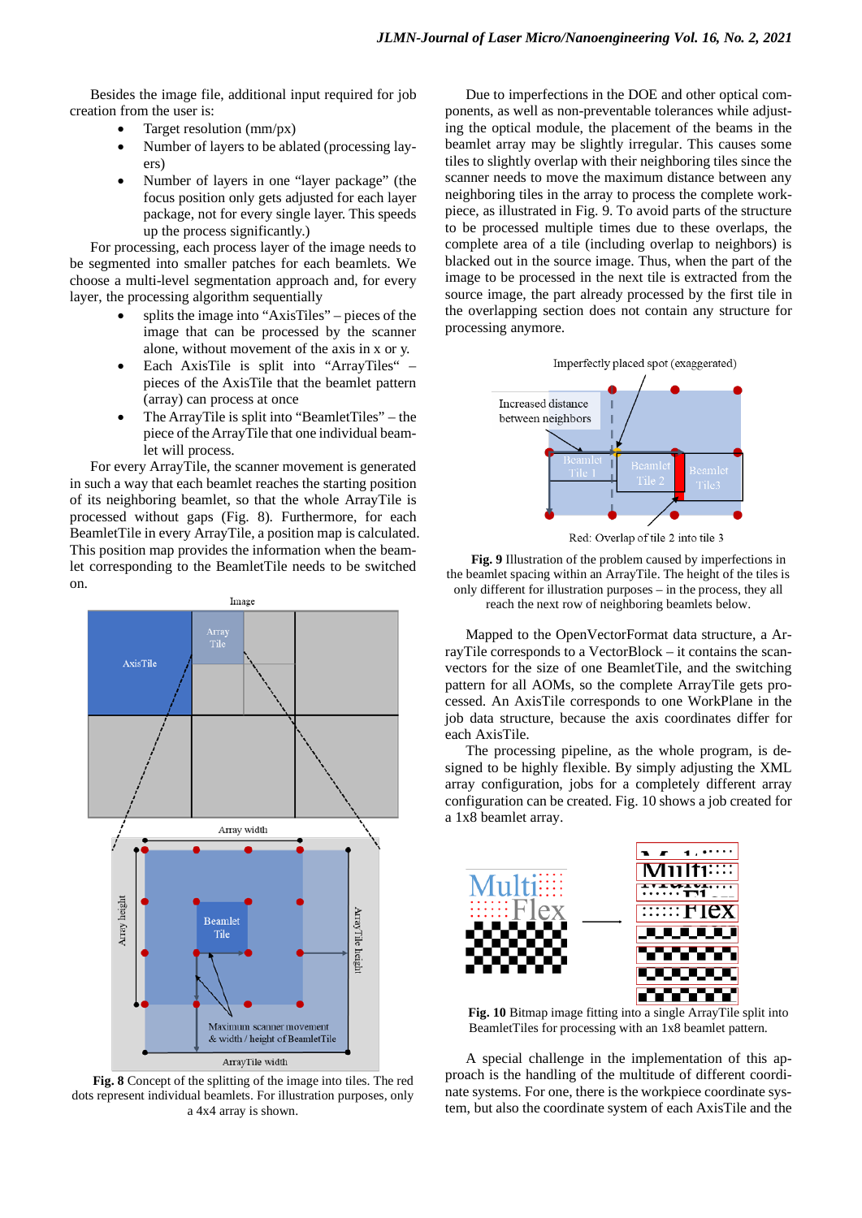Besides the image file, additional input required for job creation from the user is:

- Target resolution (mm/px)
- Number of layers to be ablated (processing layers)
- Number of layers in one "layer package" (the focus position only gets adjusted for each layer package, not for every single layer. This speeds up the process significantly.)

For processing, each process layer of the image needs to be segmented into smaller patches for each beamlets. We choose a multi-level segmentation approach and, for every layer, the processing algorithm sequentially

- splits the image into "AxisTiles" – pieces of the image that can be processed by the scanner alone, without movement of the axis in x or y.
- Each AxisTile is split into "ArrayTiles" – pieces of the AxisTile that the beamlet pattern (array) can process at once
- The ArrayTile is split into "BeamletTiles" – the piece of the ArrayTile that one individual beamlet will process.

For every ArrayTile, the scanner movement is generated in such a way that each beamlet reaches the starting position of its neighboring beamlet, so that the whole ArrayTile is processed without gaps (Fig. 8). Furthermore, for each BeamletTile in every ArrayTile, a position map is calculated. This position map provides the information when the beamlet corresponding to the BeamletTile needs to be switched on.

**Fig. 8** Concept of the splitting of the image into tiles. The red dots represent individual beamlets. For illustration purposes, only a 4x4 array is shown.

Due to imperfections in the DOE and other optical components, as well as non-preventable tolerances while adjusting the optical module, the placement of the beams in the beamlet array may be slightly irregular. This causes some tiles to slightly overlap with their neighboring tiles since the scanner needs to move the maximum distance between any neighboring tiles in the array to process the complete workpiece, as illustrated in Fig. 9. To avoid parts of the structure to be processed multiple times due to these overlaps, the complete area of a tile (including overlap to neighbors) is blacked out in the source image. Thus, when the part of the image to be processed in the next tile is extracted from the source image, the part already processed by the first tile in the overlapping section does not contain any structure for processing anymore.

**Fig. 9** Illustration of the problem caused by imperfections in the beamlet spacing within an ArrayTile. The height of the tiles is only different for illustration purposes – in the process, they all reach the next row of neighboring beamlets below.

Mapped to the OpenVectorFormat data structure, a ArrayTile corresponds to a VectorBlock – it contains the scanvectors for the size of one BeamletTile, and the switching pattern for all AOMs, so the complete ArrayTile gets processed. An AxisTile corresponds to one WorkPlane in the job data structure, because the axis coordinates differ for each AxisTile.

The processing pipeline, as the whole program, is designed to be highly flexible. By simply adjusting the XML array configuration, jobs for a completely different array configuration can be created. Fig. 10 shows a job created for a 1x8 beamlet array.

**Fig. 10** Bitmap image fitting into a single ArrayTile split into BeamletTiles for processing with an 1x8 beamlet pattern.

A special challenge in the implementation of this approach is the handling of the multitude of different coordinate systems. For one, there is the workpiece coordinate system, but also the coordinate system of each AxisTile and the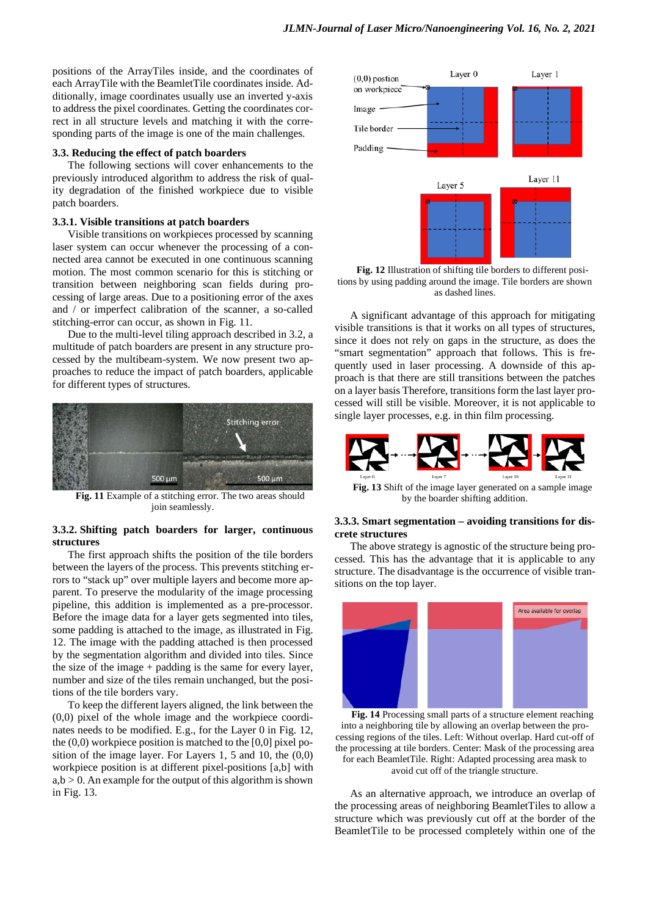positions of the ArrayTiles inside, and the coordinates of each ArrayTile with the BeamletTile coordinates inside. Additionally, image coordinates usually use an inverted y-axis to address the pixel coordinates. Getting the coordinates correct in all structure levels and matching it with the corresponding parts of the image is one of the main challenges.

### 3.3. Reducing the effect of patch boarders

The following sections will cover enhancements to the previously introduced algorithm to address the risk of quality degradation of the finished workpiece due to visible patch boarders.

#### 3.3.1. Visible transitions at patch boarders

Visible transitions on workpieces processed by scanning laser system can occur whenever the processing of a connected area cannot be executed in one continuous scanning motion. The most common scenario for this is stitching or transition between neighboring scan fields during processing of large areas. Due to a positioning error of the axes and / or imperfect calibration of the scanner, a so-called stitching-error can occur, as shown in Fig. 11.

Due to the multi-level tiling approach described in 3.2, a multitude of patch boarders are present in any structure processed by the multibeam-system. We now present two approaches to reduce the impact of patch boarders, applicable for different types of structures.

**Fig. 11** Example of a stitching error. The two areas should join seamlessly.

#### 3.3.2. Shifting patch boarders for larger, continuous structures

The first approach shifts the position of the tile borders between the layers of the process. This prevents stitching errors to "stack up" over multiple layers and become more apparent. To preserve the modularity of the image processing pipeline, this addition is implemented as a pre-processor. Before the image data for a layer gets segmented into tiles, some padding is attached to the image, as illustrated in Fig. 12. The image with the padding attached is then processed by the segmentation algorithm and divided into tiles. Since the size of the image + padding is the same for every layer, number and size of the tiles remain unchanged, but the positions of the tile borders vary.

To keep the different layers aligned, the link between the (0,0) pixel of the whole image and the workpiece coordinates needs to be modified. E.g., for the Layer 0 in Fig. 12, the (0,0) workpiece position is matched to the [0,0] pixel position of the image layer. For Layers 1, 5 and 10, the (0,0) workpiece position is at different pixel-positions [a,b] with a,b > 0. An example for the output of this algorithm is shown in Fig. 13.

**Fig. 12** Illustration of shifting tile borders to different positions by using padding around the image. Tile borders are shown as dashed lines.

A significant advantage of this approach for mitigating visible transitions is that it works on all types of structures, since it does not rely on gaps in the structure, as does the "smart segmentation" approach that follows. This is frequently used in laser processing. A downside of this approach is that there are still transitions between the patches on a layer basis Therefore, transitions form the last layer processed will still be visible. Moreover, it is not applicable to single layer processes, e.g. in thin film processing.

**Fig. 13** Shift of the image layer generated on a sample image by the boarder shifting addition.

#### 3.3.3. Smart segmentation – avoiding transitions for discrete structures

The above strategy is agnostic of the structure being processed. This has the advantage that it is applicable to any structure. The disadvantage is the occurrence of visible transitions on the top layer.

**Fig. 14** Processing small parts of a structure element reaching into a neighboring tile by allowing an overlap between the processing regions of the tiles. Left: Without overlap. Hard cut-off of the processing at tile borders. Center: Mask of the processing area for each BeamletTile. Right: Adapted processing area mask to avoid cut off of the triangle structure.

As an alternative approach, we introduce an overlap of the processing areas of neighboring BeamletTiles to allow a structure which was previously cut off at the border of the BeamletTile to be processed completely within one of the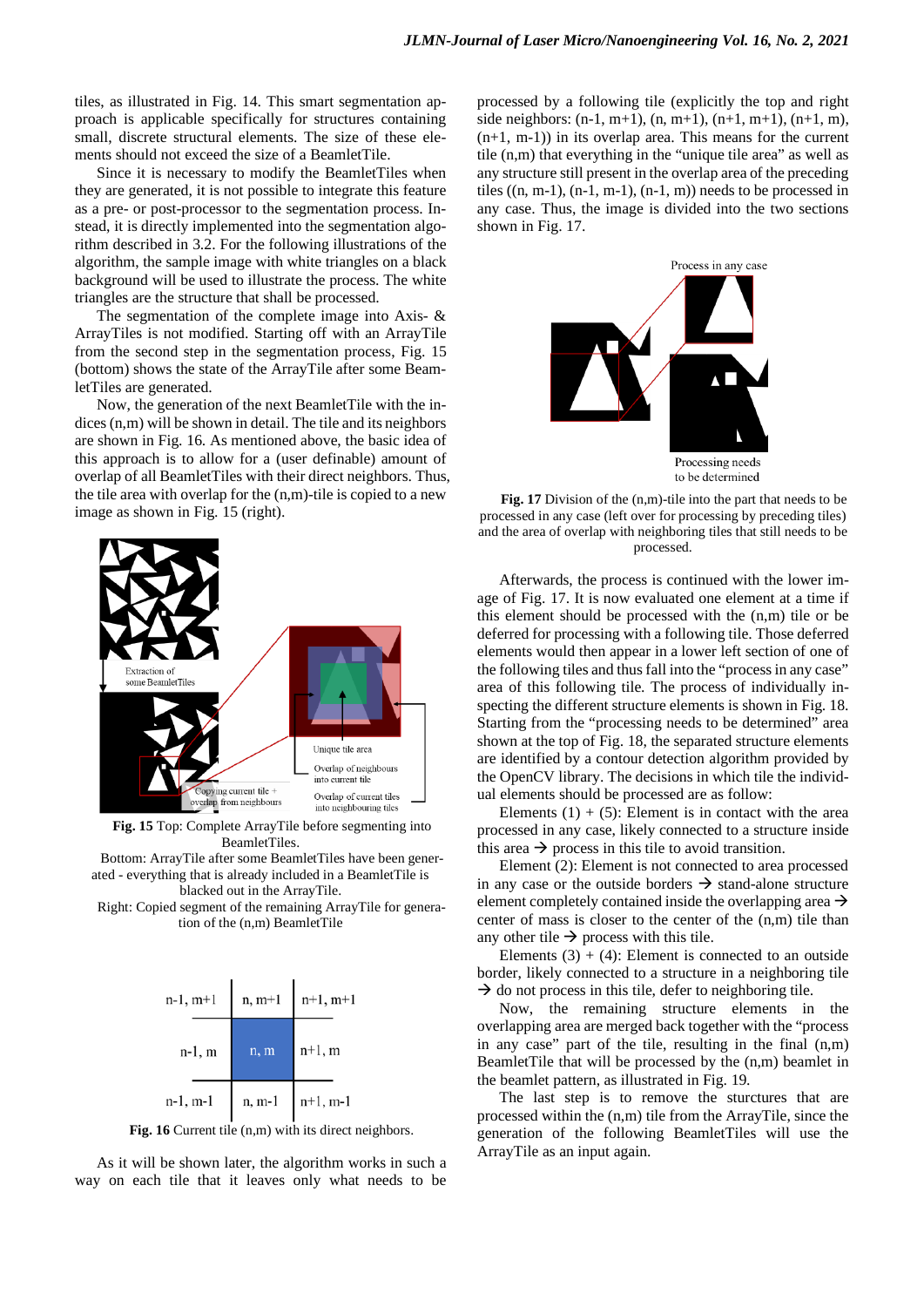tiles, as illustrated in Fig. 14. This smart segmentation approach is applicable specifically for structures containing small, discrete structural elements. The size of these elements should not exceed the size of a BeamletTile.

Since it is necessary to modify the BeamletTiles when they are generated, it is not possible to integrate this feature as a pre- or post-processor to the segmentation process. Instead, it is directly implemented into the segmentation algorithm described in 3.2. For the following illustrations of the algorithm, the sample image with white triangles on a black background will be used to illustrate the process. The white triangles are the structure that shall be processed.

The segmentation of the complete image into Axis- & ArrayTiles is not modified. Starting off with an ArrayTile from the second step in the segmentation process, Fig. 15 (bottom) shows the state of the ArrayTile after some BeamletTiles are generated.

Now, the generation of the next BeamletTile with the indices (n,m) will be shown in detail. The tile and its neighbors are shown in Fig. 16. As mentioned above, the basic idea of this approach is to allow for a (user definable) amount of overlap of all BeamletTiles with their direct neighbors. Thus, the tile area with overlap for the (n,m)-tile is copied to a new image as shown in Fig. 15 (right).

**Fig. 15** Top: Complete ArrayTile before segmenting into BeamletTiles.
Bottom: ArrayTile after some BeamletTiles have been generated - everything that is already included in a BeamletTile is blacked out in the ArrayTile.
Right: Copied segment of the remaining ArrayTile for generation of the (n,m) BeamletTile

| n-1, m+1 | n, m+1 | n+1, m+1 |
|---|---|---|
| n-1, m | n, m | n+1, m |
| n-1, m-1 | n, m-1 | n+1, m-1 |

**Fig. 16** Current tile (n,m) with its direct neighbors.

As it will be shown later, the algorithm works in such a way on each tile that it leaves only what needs to be processed by a following tile (explicitly the top and right side neighbors: (n-1, m+1), (n, m+1), (n+1, m+1), (n+1, m), (n+1, m-1)) in its overlap area. This means for the current tile (n,m) that everything in the "unique tile area" as well as any structure still present in the overlap area of the preceding tiles ((n, m-1), (n-1, m-1), (n-1, m)) needs to be processed in any case. Thus, the image is divided into the two sections shown in Fig. 17.

**Fig. 17** Division of the (n,m)-tile into the part that needs to be processed in any case (left over for processing by preceding tiles) and the area of overlap with neighboring tiles that still needs to be processed.

Afterwards, the process is continued with the lower image of Fig. 17. It is now evaluated one element at a time if this element should be processed with the (n,m) tile or be deferred for processing with a following tile. Those deferred elements would then appear in a lower left section of one of the following tiles and thus fall into the "process in any case" area of this following tile. The process of individually inspecting the different structure elements is shown in Fig. 18. Starting from the "processing needs to be determined" area shown at the top of Fig. 18, the separated structure elements are identified by a contour detection algorithm provided by the OpenCV library. The decisions in which tile the individual elements should be processed are as follow:

Elements (1) + (5): Element is in contact with the area processed in any case, likely connected to a structure inside this area → process in this tile to avoid transition.

Element (2): Element is not connected to area processed in any case or the outside borders → stand-alone structure element completely contained inside the overlapping area → center of mass is closer to the center of the (n,m) tile than any other tile → process with this tile.

Elements (3) + (4): Element is connected to an outside border, likely connected to a structure in a neighboring tile → do not process in this tile, defer to neighboring tile.

Now, the remaining structure elements in the overlapping area are merged back together with the "process in any case" part of the tile, resulting in the final (n,m) BeamletTile that will be processed by the (n,m) beamlet in the beamlet pattern, as illustrated in Fig. 19.

The last step is to remove the sturctures that are processed within the (n,m) tile from the ArrayTile, since the generation of the following BeamletTiles will use the ArrayTile as an input again.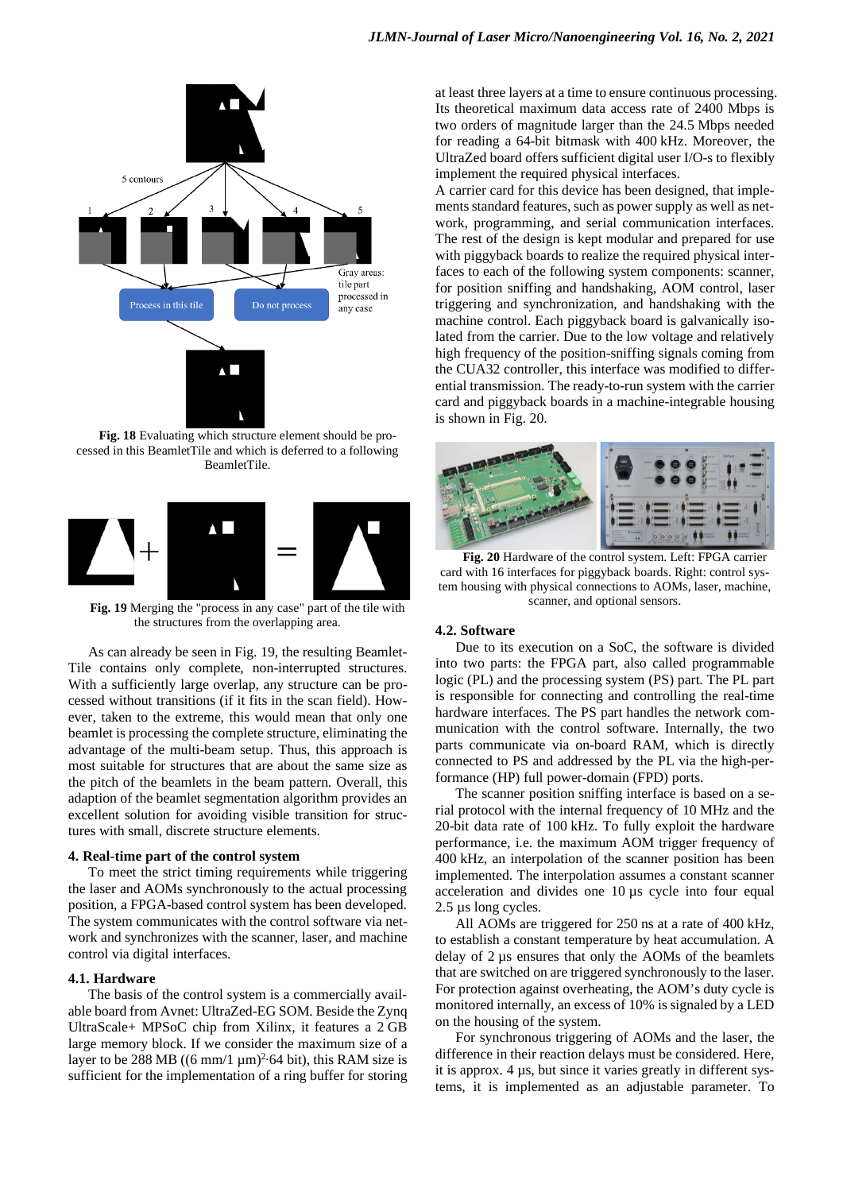**Fig. 18** Evaluating which structure element should be processed in this BeamletTile and which is deferred to a following BeamletTile.

**Fig. 19** Merging the "process in any case" part of the tile with the structures from the overlapping area.

As can already be seen in Fig. 19, the resulting BeamletTile contains only complete, non-interrupted structures. With a sufficiently large overlap, any structure can be processed without transitions (if it fits in the scan field). However, taken to the extreme, this would mean that only one beamlet is processing the complete structure, eliminating the advantage of the multi-beam setup. Thus, this approach is most suitable for structures that are about the same size as the pitch of the beamlets in the beam pattern. Overall, this adaption of the beamlet segmentation algorithm provides an excellent solution for avoiding visible transition for structures with small, discrete structure elements.

### 4. Real-time part of the control system

To meet the strict timing requirements while triggering the laser and AOMs synchronously to the actual processing position, a FPGA-based control system has been developed. The system communicates with the control software via network and synchronizes with the scanner, laser, and machine control via digital interfaces.

#### 4.1. Hardware

The basis of the control system is a commercially available board from Avnet: UltraZed-EG SOM. Beside the Zynq UltraScale+ MPSoC chip from Xilinx, it features a 2 GB large memory block. If we consider the maximum size of a layer to be 288 MB ($(6\text{ mm}/1\text{ µm})^2 \cdot 64$ bit), this RAM size is sufficient for the implementation of a ring buffer for storing at least three layers at a time to ensure continuous processing. Its theoretical maximum data access rate of 2400 Mbps is two orders of magnitude larger than the 24.5 Mbps needed for reading a 64-bit bitmask with 400 kHz. Moreover, the UltraZed board offers sufficient digital user I/O-s to flexibly implement the required physical interfaces.

A carrier card for this device has been designed, that implements standard features, such as power supply as well as network, programming, and serial communication interfaces. The rest of the design is kept modular and prepared for use with piggyback boards to realize the required physical interfaces to each of the following system components: scanner, for position sniffing and handshaking, AOM control, laser triggering and synchronization, and handshaking with the machine control. Each piggyback board is galvanically isolated from the carrier. Due to the low voltage and relatively high frequency of the position-sniffing signals coming from the CUA32 controller, this interface was modified to differential transmission. The ready-to-run system with the carrier card and piggyback boards in a machine-integrable housing is shown in Fig. 20.

**Fig. 20** Hardware of the control system. Left: FPGA carrier card with 16 interfaces for piggyback boards. Right: control system housing with physical connections to AOMs, laser, machine, scanner, and optional sensors.

#### 4.2. Software

Due to its execution on a SoC, the software is divided into two parts: the FPGA part, also called programmable logic (PL) and the processing system (PS) part. The PL part is responsible for connecting and controlling the real-time hardware interfaces. The PS part handles the network communication with the control software. Internally, the two parts communicate via on-board RAM, which is directly connected to PS and addressed by the PL via the high-performance (HP) full power-domain (FPD) ports.

The scanner position sniffing interface is based on a serial protocol with the internal frequency of 10 MHz and the 20-bit data rate of 100 kHz. To fully exploit the hardware performance, i.e. the maximum AOM trigger frequency of 400 kHz, an interpolation of the scanner position has been implemented. The interpolation assumes a constant scanner acceleration and divides one 10 µs cycle into four equal 2.5 µs long cycles.

All AOMs are triggered for 250 ns at a rate of 400 kHz, to establish a constant temperature by heat accumulation. A delay of 2 µs ensures that only the AOMs of the beamlets that are switched on are triggered synchronously to the laser. For protection against overheating, the AOM's duty cycle is monitored internally, an excess of 10% is signaled by a LED on the housing of the system.

For synchronous triggering of AOMs and the laser, the difference in their reaction delays must be considered. Here, it is approx. 4 µs, but since it varies greatly in different systems, it is implemented as an adjustable parameter. To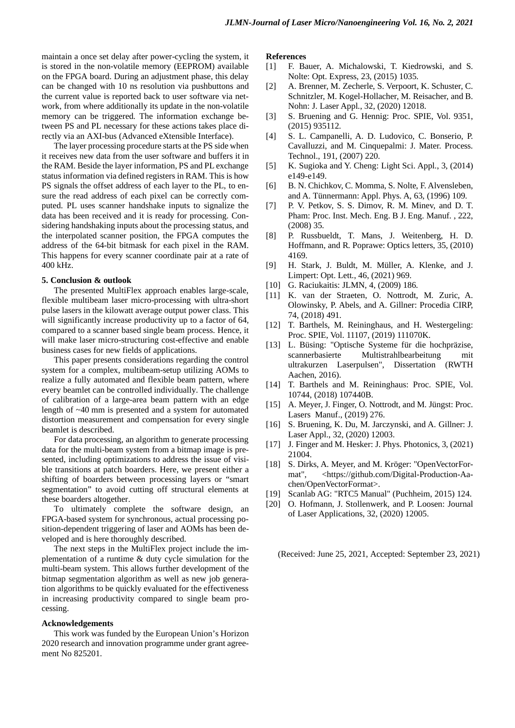maintain a once set delay after power-cycling the system, it is stored in the non-volatile memory (EEPROM) available on the FPGA board. During an adjustment phase, this delay can be changed with 10 ns resolution via pushbuttons and the current value is reported back to user software via network, from where additionally its update in the non-volatile memory can be triggered. The information exchange between PS and PL necessary for these actions takes place directly via an AXI-bus (Advanced eXtensible Interface).

The layer processing procedure starts at the PS side when it receives new data from the user software and buffers it in the RAM. Beside the layer information, PS and PL exchange status information via defined registers in RAM. This is how PS signals the offset address of each layer to the PL, to ensure the read address of each pixel can be correctly computed. PL uses scanner handshake inputs to signalize the data has been received and it is ready for processing. Considering handshaking inputs about the processing status, and the interpolated scanner position, the FPGA computes the address of the 64-bit bitmask for each pixel in the RAM. This happens for every scanner coordinate pair at a rate of 400 kHz.

## 5. Conclusion & outlook

The presented MultiFlex approach enables large-scale, flexible multibeam laser micro-processing with ultra-short pulse lasers in the kilowatt average output power class. This will significantly increase productivity up to a factor of 64, compared to a scanner based single beam process. Hence, it will make laser micro-structuring cost-effective and enable business cases for new fields of applications.

This paper presents considerations regarding the control system for a complex, multibeam-setup utilizing AOMs to realize a fully automated and flexible beam pattern, where every beamlet can be controlled individually. The challenge of calibration of a large-area beam pattern with an edge length of ~40 mm is presented and a system for automated distortion measurement and compensation for every single beamlet is described.

For data processing, an algorithm to generate processing data for the multi-beam system from a bitmap image is presented, including optimizations to address the issue of visible transitions at patch boarders. Here, we present either a shifting of boarders between processing layers or "smart segmentation" to avoid cutting off structural elements at these boarders altogether.

To ultimately complete the software design, an FPGA-based system for synchronous, actual processing position-dependent triggering of laser and AOMs has been developed and is here thoroughly described.

The next steps in the MultiFlex project include the implementation of a runtime & duty cycle simulation for the multi-beam system. This allows further development of the bitmap segmentation algorithm as well as new job generation algorithms to be quickly evaluated for the effectiveness in increasing productivity compared to single beam processing.

## Acknowledgements

This work was funded by the European Union's Horizon 2020 research and innovation programme under grant agreement No 825201.

## References

[1] F. Bauer, A. Michalowski, T. Kiedrowski, and S. Nolte: Opt. Express, 23, (2015) 1035.

[2] A. Brenner, M. Zecherle, S. Verpoort, K. Schuster, C. Schnitzler, M. Kogel-Hollacher, M. Reisacher, and B. Nohn: J. Laser Appl., 32, (2020) 12018.

[3] S. Bruening and G. Hennig: Proc. SPIE, Vol. 9351, (2015) 935112.

[4] S. L. Campanelli, A. D. Ludovico, C. Bonserio, P. Cavalluzzi, and M. Cinquepalmi: J. Mater. Process. Technol., 191, (2007) 220.

[5] K. Sugioka and Y. Cheng: Light Sci. Appl., 3, (2014) e149-e149.

[6] B. N. Chichkov, C. Momma, S. Nolte, F. Alvensleben, and A. Tünnermann: Appl. Phys. A, 63, (1996) 109.

[7] P. V. Petkov, S. S. Dimov, R. M. Minev, and D. T. Pham: Proc. Inst. Mech. Eng. B J. Eng. Manuf. , 222, (2008) 35.

[8] P. Russbueldt, T. Mans, J. Weitenberg, H. D. Hoffmann, and R. Poprawe: Optics letters, 35, (2010) 4169.

[9] H. Stark, J. Buldt, M. Müller, A. Klenke, and J. Limpert: Opt. Lett., 46, (2021) 969.

[10] G. Raciukaitis: JLMN, 4, (2009) 186.

[11] K. van der Straeten, O. Nottrodt, M. Zuric, A. Olowinsky, P. Abels, and A. Gillner: Procedia CIRP, 74, (2018) 491.

[12] T. Barthels, M. Reininghaus, and H. Westergeling: Proc. SPIE, Vol. 11107, (2019) 111070K.

[13] L. Büsing: "Optische Systeme für die hochpräzise, scannerbasierte Multistrahlbearbeitung mit ultrakurzen Laserpulsen", Dissertation (RWTH Aachen, 2016).

[14] T. Barthels and M. Reininghaus: Proc. SPIE, Vol. 10744, (2018) 107440B.

[15] A. Meyer, J. Finger, O. Nottrodt, and M. Jüngst: Proc. Lasers Manuf., (2019) 276.

[16] S. Bruening, K. Du, M. Jarczynski, and A. Gillner: J. Laser Appl., 32, (2020) 12003.

[17] J. Finger and M. Hesker: J. Phys. Photonics, 3, (2021) 21004.

[18] S. Dirks, A. Meyer, and M. Kröger: "OpenVectorFormat", <https://github.com/Digital-Production-Aachen/OpenVectorFormat>.

[19] Scanlab AG: "RTC5 Manual" (Puchheim, 2015) 124.

[20] O. Hofmann, J. Stollenwerk, and P. Loosen: Journal of Laser Applications, 32, (2020) 12005.

(Received: June 25, 2021, Accepted: September 23, 2021)